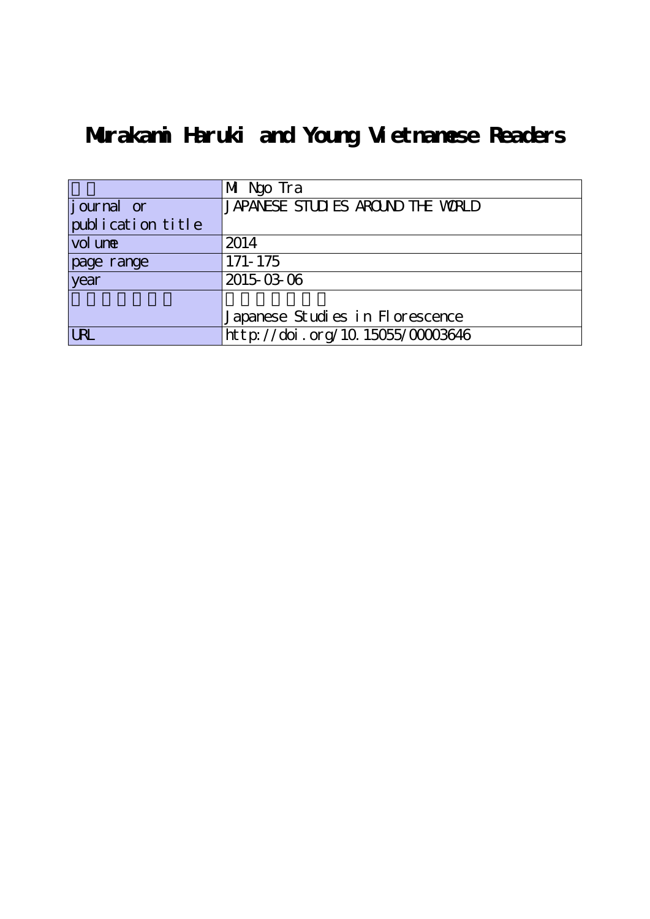# Murakami Haruki and Young Vietnamese Readers

| | |
|---|---|
| 著者 | Mi Ngo Tra |
| journal or publication title | JAPANESE STUDIES AROUND THE WORLD |
| volume | 2014 |
| page range | 171-175 |
| year | 2015-03-06 |
| シリーズタイトル | 日本研究の開花<br>Japanese Studies in Florescence |
| URL | http://doi.org/10.15055/00003646 |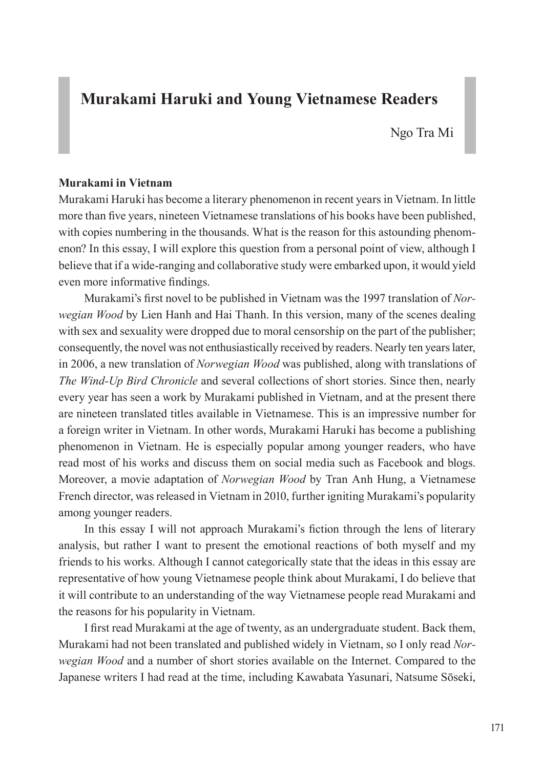# Murakami Haruki and Young Vietnamese Readers

Ngo Tra Mi

### Murakami in Vietnam

Murakami Haruki has become a literary phenomenon in recent years in Vietnam. In little more than five years, nineteen Vietnamese translations of his books have been published, with copies numbering in the thousands. What is the reason for this astounding phenomenon? In this essay, I will explore this question from a personal point of view, although I believe that if a wide-ranging and collaborative study were embarked upon, it would yield even more informative findings.

Murakami's first novel to be published in Vietnam was the 1997 translation of *Norwegian Wood* by Lien Hanh and Hai Thanh. In this version, many of the scenes dealing with sex and sexuality were dropped due to moral censorship on the part of the publisher; consequently, the novel was not enthusiastically received by readers. Nearly ten years later, in 2006, a new translation of *Norwegian Wood* was published, along with translations of *The Wind-Up Bird Chronicle* and several collections of short stories. Since then, nearly every year has seen a work by Murakami published in Vietnam, and at the present there are nineteen translated titles available in Vietnamese. This is an impressive number for a foreign writer in Vietnam. In other words, Murakami Haruki has become a publishing phenomenon in Vietnam. He is especially popular among younger readers, who have read most of his works and discuss them on social media such as Facebook and blogs. Moreover, a movie adaptation of *Norwegian Wood* by Tran Anh Hung, a Vietnamese French director, was released in Vietnam in 2010, further igniting Murakami's popularity among younger readers.

In this essay I will not approach Murakami's fiction through the lens of literary analysis, but rather I want to present the emotional reactions of both myself and my friends to his works. Although I cannot categorically state that the ideas in this essay are representative of how young Vietnamese people think about Murakami, I do believe that it will contribute to an understanding of the way Vietnamese people read Murakami and the reasons for his popularity in Vietnam.

I first read Murakami at the age of twenty, as an undergraduate student. Back them, Murakami had not been translated and published widely in Vietnam, so I only read *Norwegian Wood* and a number of short stories available on the Internet. Compared to the Japanese writers I had read at the time, including Kawabata Yasunari, Natsume Sōseki,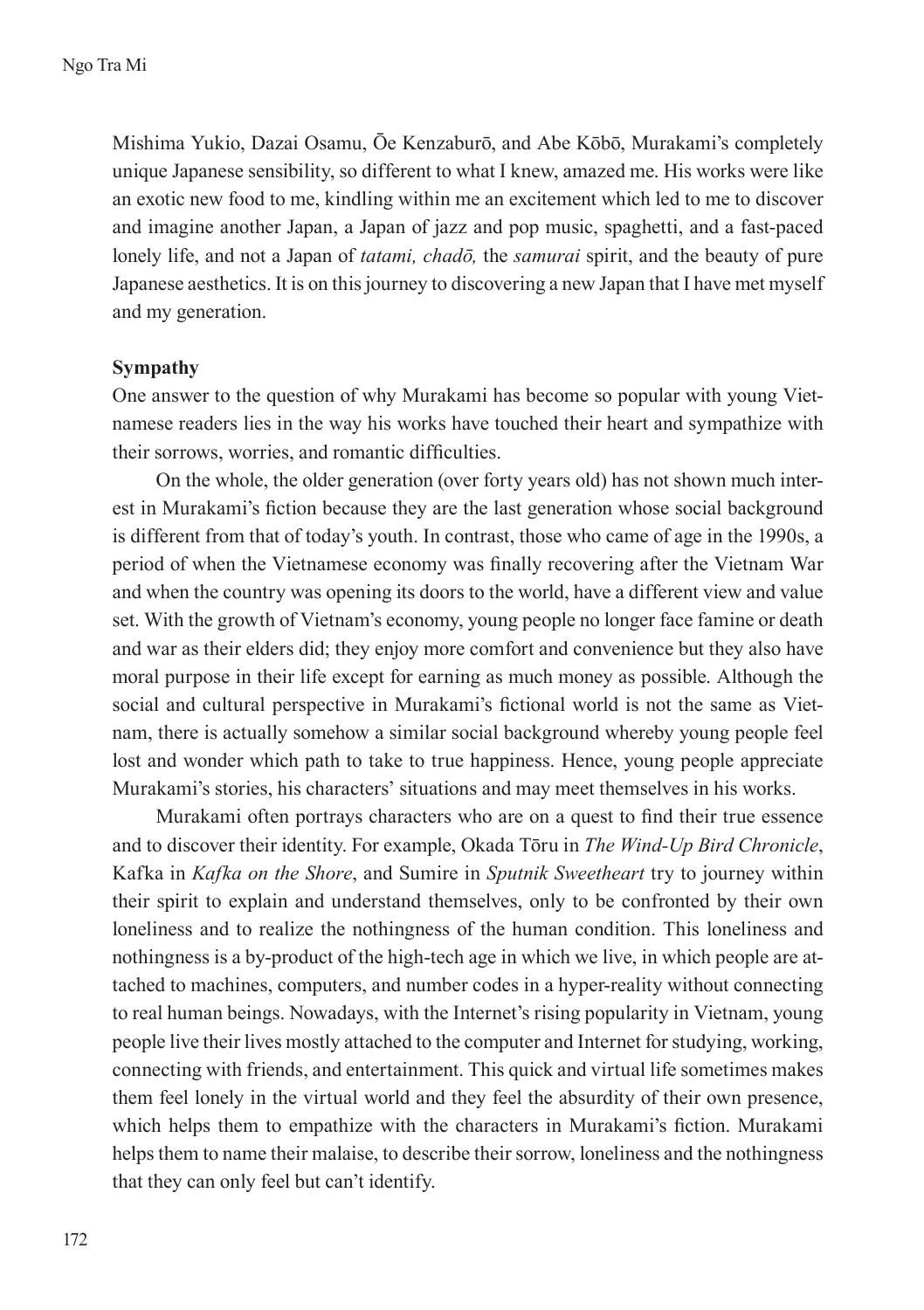Mishima Yukio, Dazai Osamu, Ōe Kenzaburō, and Abe Kōbō, Murakami's completely unique Japanese sensibility, so different to what I knew, amazed me. His works were like an exotic new food to me, kindling within me an excitement which led to me to discover and imagine another Japan, a Japan of jazz and pop music, spaghetti, and a fast-paced lonely life, and not a Japan of *tatami, chadō,* the *samurai* spirit, and the beauty of pure Japanese aesthetics. It is on this journey to discovering a new Japan that I have met myself and my generation.

**Sympathy**

One answer to the question of why Murakami has become so popular with young Vietnamese readers lies in the way his works have touched their heart and sympathize with their sorrows, worries, and romantic difficulties.

On the whole, the older generation (over forty years old) has not shown much interest in Murakami's fiction because they are the last generation whose social background is different from that of today's youth. In contrast, those who came of age in the 1990s, a period of when the Vietnamese economy was finally recovering after the Vietnam War and when the country was opening its doors to the world, have a different view and value set. With the growth of Vietnam's economy, young people no longer face famine or death and war as their elders did; they enjoy more comfort and convenience but they also have moral purpose in their life except for earning as much money as possible. Although the social and cultural perspective in Murakami's fictional world is not the same as Vietnam, there is actually somehow a similar social background whereby young people feel lost and wonder which path to take to true happiness. Hence, young people appreciate Murakami's stories, his characters' situations and may meet themselves in his works.

Murakami often portrays characters who are on a quest to find their true essence and to discover their identity. For example, Okada Tōru in *The Wind-Up Bird Chronicle*, Kafka in *Kafka on the Shore*, and Sumire in *Sputnik Sweetheart* try to journey within their spirit to explain and understand themselves, only to be confronted by their own loneliness and to realize the nothingness of the human condition. This loneliness and nothingness is a by-product of the high-tech age in which we live, in which people are attached to machines, computers, and number codes in a hyper-reality without connecting to real human beings. Nowadays, with the Internet's rising popularity in Vietnam, young people live their lives mostly attached to the computer and Internet for studying, working, connecting with friends, and entertainment. This quick and virtual life sometimes makes them feel lonely in the virtual world and they feel the absurdity of their own presence, which helps them to empathize with the characters in Murakami's fiction. Murakami helps them to name their malaise, to describe their sorrow, loneliness and the nothingness that they can only feel but can't identify.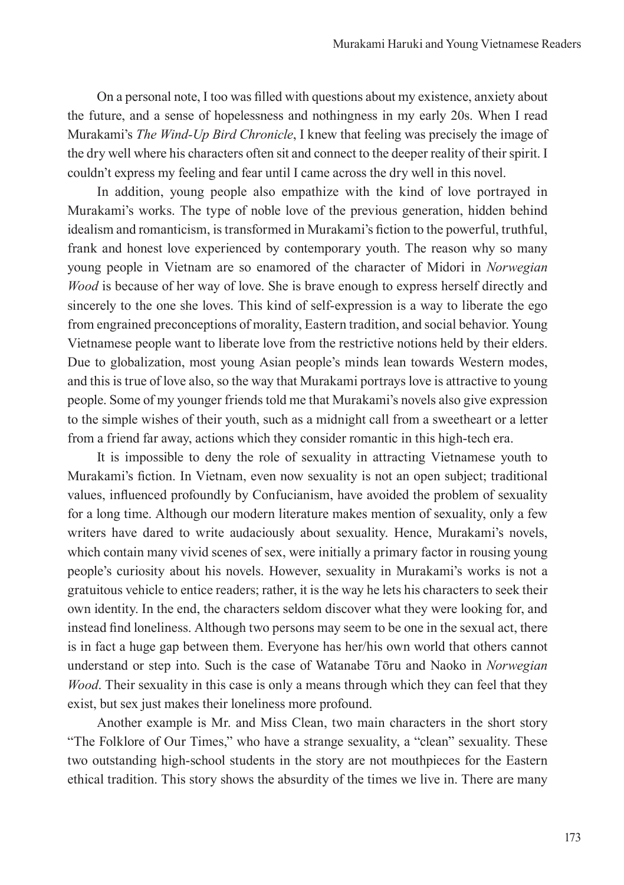On a personal note, I too was filled with questions about my existence, anxiety about the future, and a sense of hopelessness and nothingness in my early 20s. When I read Murakami's *The Wind-Up Bird Chronicle*, I knew that feeling was precisely the image of the dry well where his characters often sit and connect to the deeper reality of their spirit. I couldn't express my feeling and fear until I came across the dry well in this novel.

In addition, young people also empathize with the kind of love portrayed in Murakami's works. The type of noble love of the previous generation, hidden behind idealism and romanticism, is transformed in Murakami's fiction to the powerful, truthful, frank and honest love experienced by contemporary youth. The reason why so many young people in Vietnam are so enamored of the character of Midori in *Norwegian Wood* is because of her way of love. She is brave enough to express herself directly and sincerely to the one she loves. This kind of self-expression is a way to liberate the ego from engrained preconceptions of morality, Eastern tradition, and social behavior. Young Vietnamese people want to liberate love from the restrictive notions held by their elders. Due to globalization, most young Asian people's minds lean towards Western modes, and this is true of love also, so the way that Murakami portrays love is attractive to young people. Some of my younger friends told me that Murakami's novels also give expression to the simple wishes of their youth, such as a midnight call from a sweetheart or a letter from a friend far away, actions which they consider romantic in this high-tech era.

It is impossible to deny the role of sexuality in attracting Vietnamese youth to Murakami's fiction. In Vietnam, even now sexuality is not an open subject; traditional values, influenced profoundly by Confucianism, have avoided the problem of sexuality for a long time. Although our modern literature makes mention of sexuality, only a few writers have dared to write audaciously about sexuality. Hence, Murakami's novels, which contain many vivid scenes of sex, were initially a primary factor in rousing young people's curiosity about his novels. However, sexuality in Murakami's works is not a gratuitous vehicle to entice readers; rather, it is the way he lets his characters to seek their own identity. In the end, the characters seldom discover what they were looking for, and instead find loneliness. Although two persons may seem to be one in the sexual act, there is in fact a huge gap between them. Everyone has her/his own world that others cannot understand or step into. Such is the case of Watanabe Tōru and Naoko in *Norwegian Wood*. Their sexuality in this case is only a means through which they can feel that they exist, but sex just makes their loneliness more profound.

Another example is Mr. and Miss Clean, two main characters in the short story "The Folklore of Our Times," who have a strange sexuality, a "clean" sexuality. These two outstanding high-school students in the story are not mouthpieces for the Eastern ethical tradition. This story shows the absurdity of the times we live in. There are many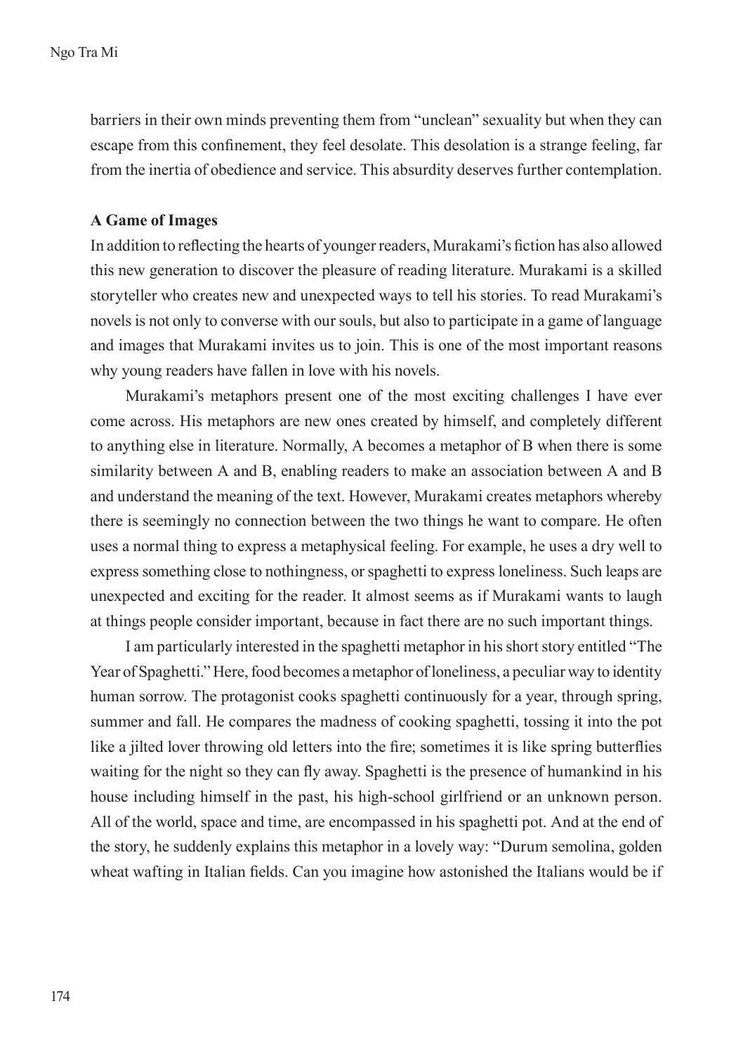barriers in their own minds preventing them from "unclean" sexuality but when they can escape from this confinement, they feel desolate. This desolation is a strange feeling, far from the inertia of obedience and service. This absurdity deserves further contemplation.

**A Game of Images**

In addition to reflecting the hearts of younger readers, Murakami's fiction has also allowed this new generation to discover the pleasure of reading literature. Murakami is a skilled storyteller who creates new and unexpected ways to tell his stories. To read Murakami's novels is not only to converse with our souls, but also to participate in a game of language and images that Murakami invites us to join. This is one of the most important reasons why young readers have fallen in love with his novels.

Murakami's metaphors present one of the most exciting challenges I have ever come across. His metaphors are new ones created by himself, and completely different to anything else in literature. Normally, A becomes a metaphor of B when there is some similarity between A and B, enabling readers to make an association between A and B and understand the meaning of the text. However, Murakami creates metaphors whereby there is seemingly no connection between the two things he want to compare. He often uses a normal thing to express a metaphysical feeling. For example, he uses a dry well to express something close to nothingness, or spaghetti to express loneliness. Such leaps are unexpected and exciting for the reader. It almost seems as if Murakami wants to laugh at things people consider important, because in fact there are no such important things.

I am particularly interested in the spaghetti metaphor in his short story entitled "The Year of Spaghetti." Here, food becomes a metaphor of loneliness, a peculiar way to identity human sorrow. The protagonist cooks spaghetti continuously for a year, through spring, summer and fall. He compares the madness of cooking spaghetti, tossing it into the pot like a jilted lover throwing old letters into the fire; sometimes it is like spring butterflies waiting for the night so they can fly away. Spaghetti is the presence of humankind in his house including himself in the past, his high-school girlfriend or an unknown person. All of the world, space and time, are encompassed in his spaghetti pot. And at the end of the story, he suddenly explains this metaphor in a lovely way: "Durum semolina, golden wheat wafting in Italian fields. Can you imagine how astonished the Italians would be if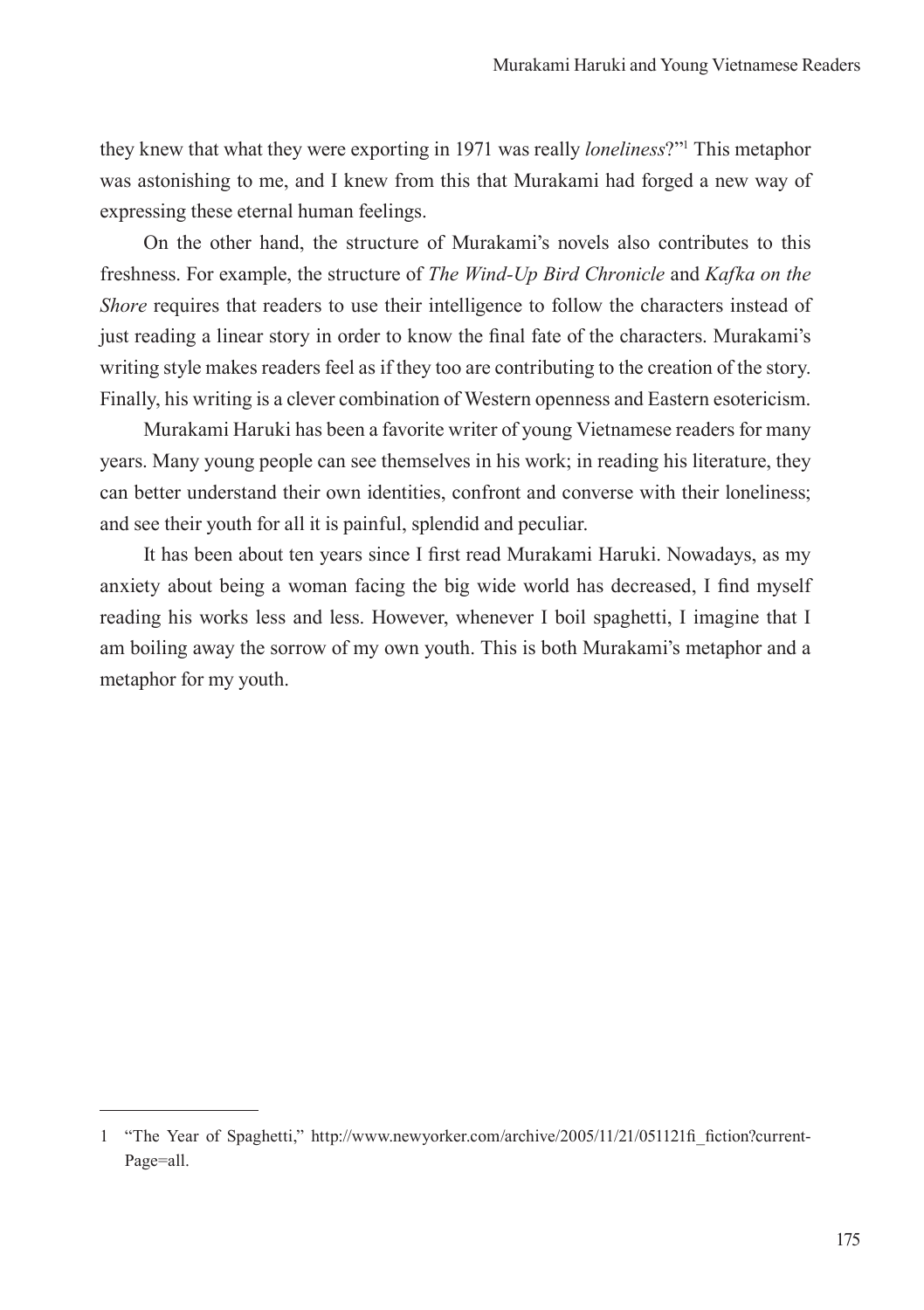they knew that what they were exporting in 1971 was really *loneliness*?"[1] This metaphor was astonishing to me, and I knew from this that Murakami had forged a new way of expressing these eternal human feelings.

On the other hand, the structure of Murakami's novels also contributes to this freshness. For example, the structure of *The Wind-Up Bird Chronicle* and *Kafka on the Shore* requires that readers to use their intelligence to follow the characters instead of just reading a linear story in order to know the final fate of the characters. Murakami's writing style makes readers feel as if they too are contributing to the creation of the story. Finally, his writing is a clever combination of Western openness and Eastern esotericism.

Murakami Haruki has been a favorite writer of young Vietnamese readers for many years. Many young people can see themselves in his work; in reading his literature, they can better understand their own identities, confront and converse with their loneliness; and see their youth for all it is painful, splendid and peculiar.

It has been about ten years since I first read Murakami Haruki. Nowadays, as my anxiety about being a woman facing the big wide world has decreased, I find myself reading his works less and less. However, whenever I boil spaghetti, I imagine that I am boiling away the sorrow of my own youth. This is both Murakami's metaphor and a metaphor for my youth.

---

1 "The Year of Spaghetti," http://www.newyorker.com/archive/2005/11/21/051121fi_fiction?currentPage=all.